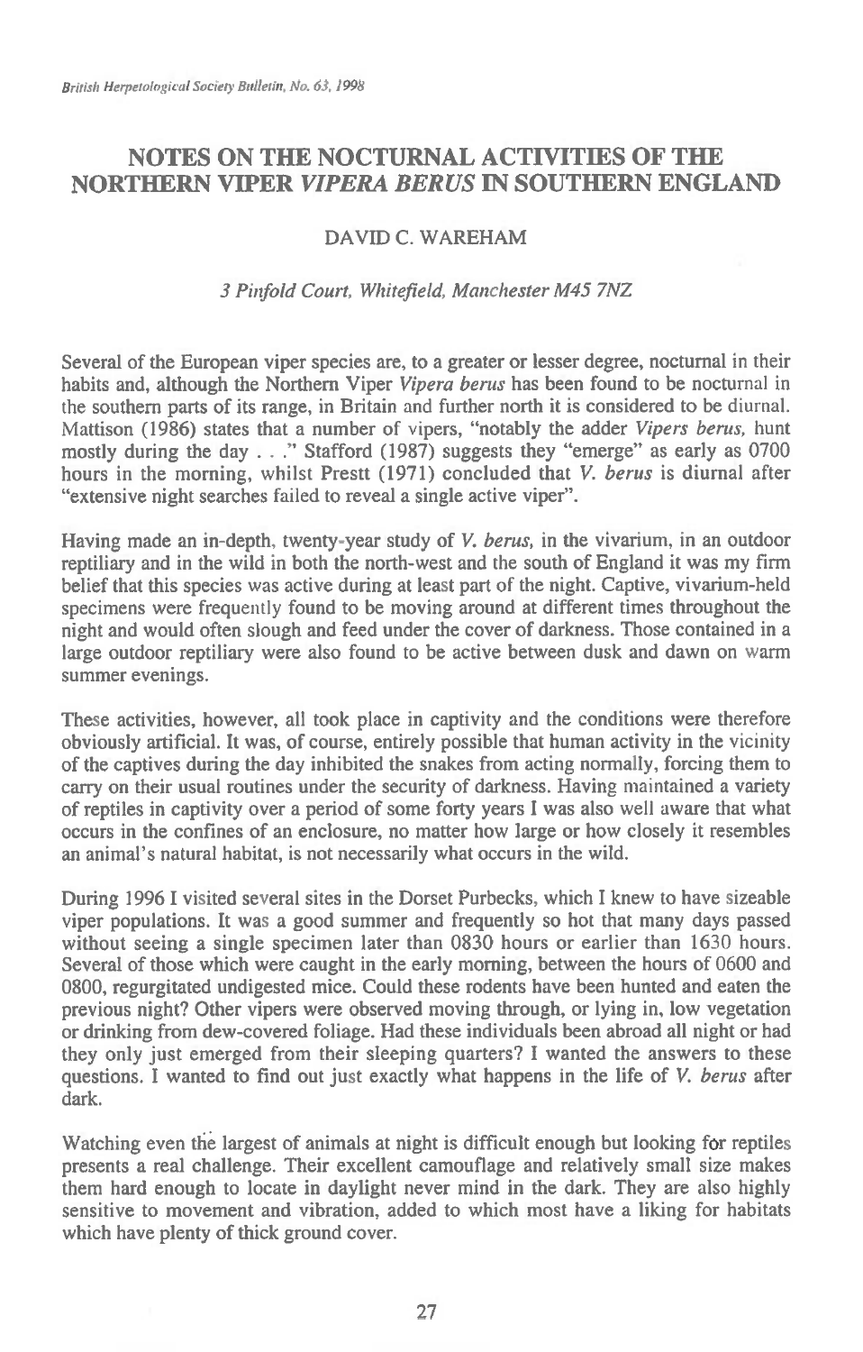# NOTES ON THE NOCTURNAL ACTIVITIES OF THE NORTHERN VIPER *VIPERA BERUS* IN SOUTHERN ENGLAND

DAVID C. WAREHAM

*3 Pinfold Court, Whitefield, Manchester M45 7NZ*

Several of the European viper species are, to a greater or lesser degree, nocturnal in their habits and, although the Northern Viper *Vipera berus* has been found to be nocturnal in the southern parts of its range, in Britain and further north it is considered to be diurnal. Mattison (1986) states that a number of vipers, "notably the adder *Vipers berus,* hunt mostly during the day . . ." Stafford (1987) suggests they "emerge" as early as 0700 hours in the morning, whilst Prestt (1971) concluded that *V. berus* is diurnal after "extensive night searches failed to reveal a single active viper".

Having made an in-depth, twenty-year study of *V. berus,* in the vivarium, in an outdoor reptiliary and in the wild in both the north-west and the south of England it was my firm belief that this species was active during at least part of the night. Captive, vivarium-held specimens were frequently found to be moving around at different times throughout the night and would often slough and feed under the cover of darkness. Those contained in a large outdoor reptiliary were also found to be active between dusk and dawn on warm summer evenings.

These activities, however, all took place in captivity and the conditions were therefore obviously artificial. It was, of course, entirely possible that human activity in the vicinity of the captives during the day inhibited the snakes from acting normally, forcing them to carry on their usual routines under the security of darkness. Having maintained a variety of reptiles in captivity over a period of some forty years I was also well aware that what occurs in the confines of an enclosure, no matter how large or how closely it resembles an animal's natural habitat, is not necessarily what occurs in the wild.

During 1996 I visited several sites in the Dorset Purbecks, which I knew to have sizeable viper populations. It was a good summer and frequently so hot that many days passed without seeing a single specimen later than 0830 hours or earlier than 1630 hours. Several of those which were caught in the early morning, between the hours of 0600 and 0800, regurgitated undigested mice. Could these rodents have been hunted and eaten the previous night? Other vipers were observed moving through, or lying in, low vegetation or drinking from dew-covered foliage. Had these individuals been abroad all night or had they only just emerged from their sleeping quarters? I wanted the answers to these questions. I wanted to find out just exactly what happens in the life of *V. berus* after dark.

Watching even the largest of animals at night is difficult enough but looking for reptiles presents a real challenge. Their excellent camouflage and relatively small size makes them hard enough to locate in daylight never mind in the dark. They are also highly sensitive to movement and vibration, added to which most have a liking for habitats which have plenty of thick ground cover.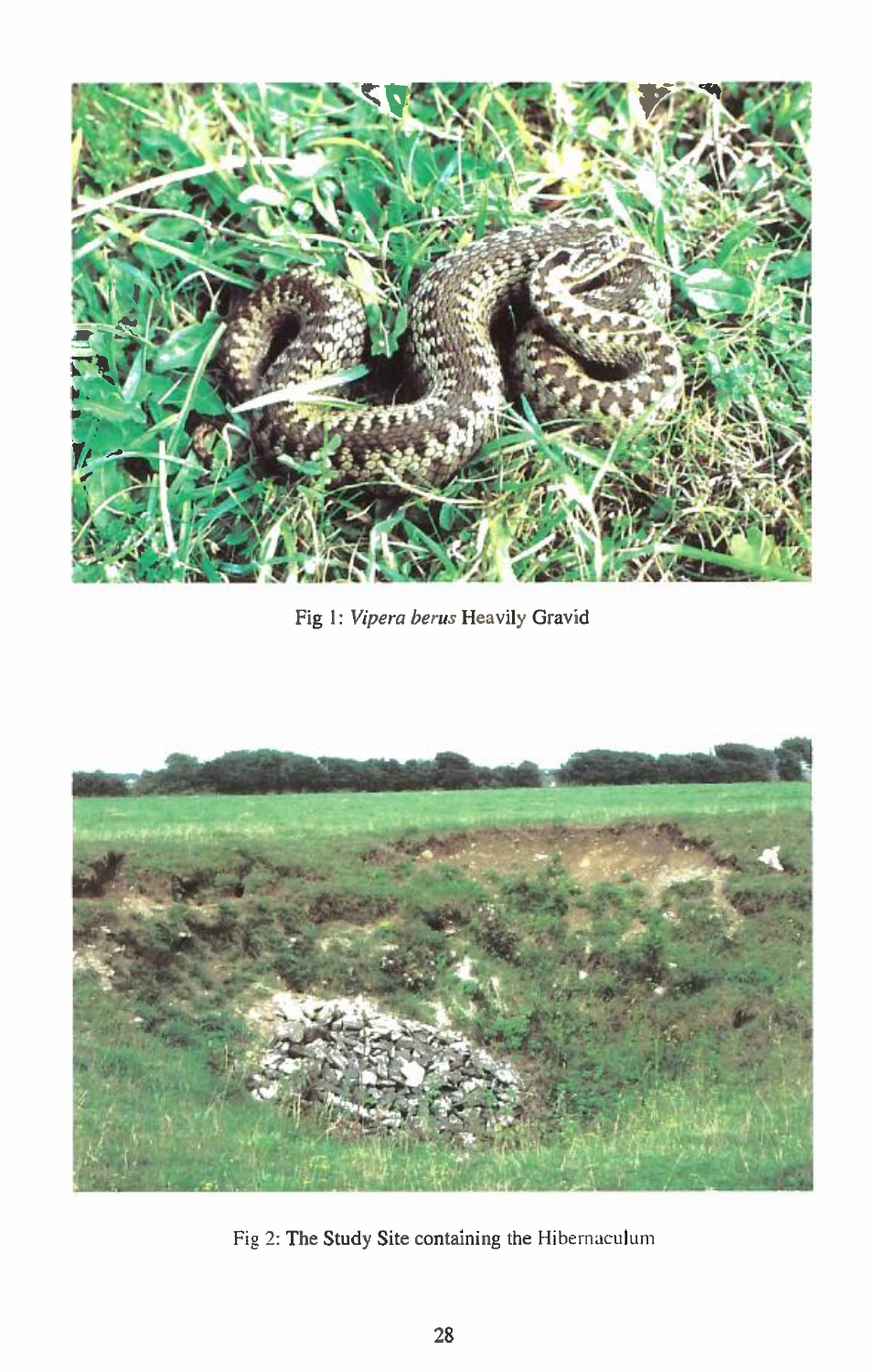Fig 1: *Vipera berus* Heavily Gravid

Fig 2: The Study Site containing the Hibernaculum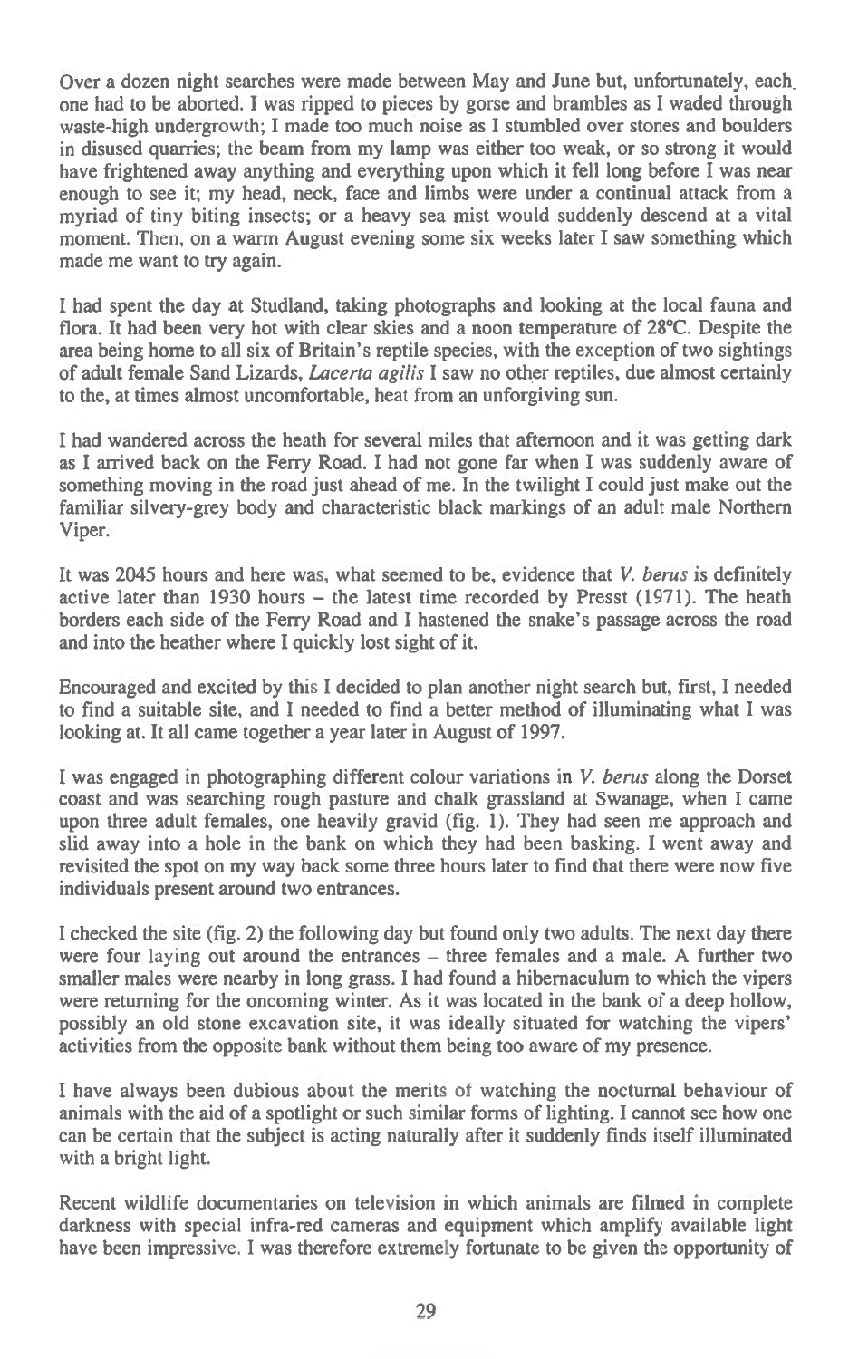Over a dozen night searches were made between May and June but, unfortunately, each one had to be aborted. I was ripped to pieces by gorse and brambles as I waded through waste-high undergrowth; I made too much noise as I stumbled over stones and boulders in disused quarries; the beam from my lamp was either too weak, or so strong it would have frightened away anything and everything upon which it fell long before I was near enough to see it; my head, neck, face and limbs were under a continual attack from a myriad of tiny biting insects; or a heavy sea mist would suddenly descend at a vital moment. Then, on a warm August evening some six weeks later I saw something which made me want to try again.

I had spent the day at Studland, taking photographs and looking at the local fauna and flora. It had been very hot with clear skies and a noon temperature of 28°C. Despite the area being home to all six of Britain's reptile species, with the exception of two sightings of adult female Sand Lizards, *Lacerta agilis* I saw no other reptiles, due almost certainly to the, at times almost uncomfortable, heat from an unforgiving sun.

I had wandered across the heath for several miles that afternoon and it was getting dark as I arrived back on the Ferry Road. I had not gone far when I was suddenly aware of something moving in the road just ahead of me. In the twilight I could just make out the familiar silvery-grey body and characteristic black markings of an adult male Northern Viper.

It was 2045 hours and here was, what seemed to be, evidence that *V. berus* is definitely active later than 1930 hours – the latest time recorded by Presst (1971). The heath borders each side of the Ferry Road and I hastened the snake's passage across the road and into the heather where I quickly lost sight of it.

Encouraged and excited by this I decided to plan another night search but, first, I needed to find a suitable site, and I needed to find a better method of illuminating what I was looking at. It all came together a year later in August of 1997.

I was engaged in photographing different colour variations in *V. berus* along the Dorset coast and was searching rough pasture and chalk grassland at Swanage, when I came upon three adult females, one heavily gravid (fig. 1). They had seen me approach and slid away into a hole in the bank on which they had been basking. I went away and revisited the spot on my way back some three hours later to find that there were now five individuals present around two entrances.

I checked the site (fig. 2) the following day but found only two adults. The next day there were four laying out around the entrances – three females and a male. A further two smaller males were nearby in long grass. I had found a hibernaculum to which the vipers were returning for the oncoming winter. As it was located in the bank of a deep hollow, possibly an old stone excavation site, it was ideally situated for watching the vipers' activities from the opposite bank without them being too aware of my presence.

I have always been dubious about the merits of watching the nocturnal behaviour of animals with the aid of a spotlight or such similar forms of lighting. I cannot see how one can be certain that the subject is acting naturally after it suddenly finds itself illuminated with a bright light.

Recent wildlife documentaries on television in which animals are filmed in complete darkness with special infra-red cameras and equipment which amplify available light have been impressive. I was therefore extremely fortunate to be given the opportunity of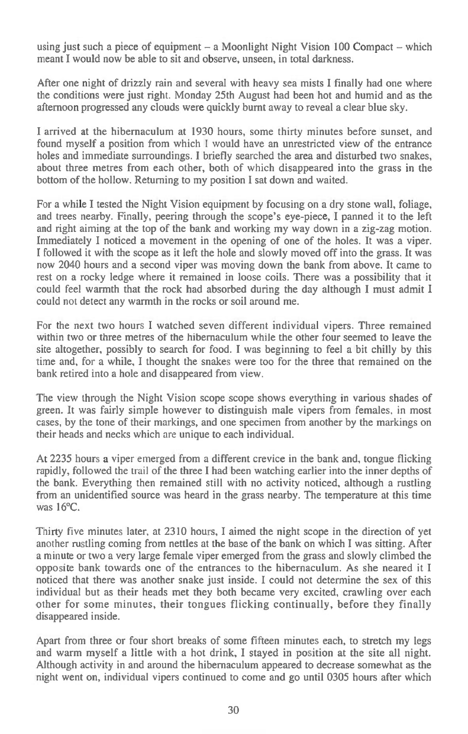using just such a piece of equipment – a Moonlight Night Vision 100 Compact – which meant I would now be able to sit and observe, unseen, in total darkness.

After one night of drizzly rain and several with heavy sea mists I finally had one where the conditions were just right. Monday 25th August had been hot and humid and as the afternoon progressed any clouds were quickly burnt away to reveal a clear blue sky.

I arrived at the hibernaculum at 1930 hours, some thirty minutes before sunset, and found myself a position from which I would have an unrestricted view of the entrance holes and immediate surroundings. I briefly searched the area and disturbed two snakes, about three metres from each other, both of which disappeared into the grass in the bottom of the hollow. Returning to my position I sat down and waited.

For a while I tested the Night Vision equipment by focusing on a dry stone wall, foliage, and trees nearby. Finally, peering through the scope's eye-piece, I panned it to the left and right aiming at the top of the bank and working my way down in a zig-zag motion. Immediately I noticed a movement in the opening of one of the holes. It was a viper. I followed it with the scope as it left the hole and slowly moved off into the grass. It was now 2040 hours and a second viper was moving down the bank from above. It came to rest on a rocky ledge where it remained in loose coils. There was a possibility that it could feel warmth that the rock had absorbed during the day although I must admit I could not detect any warmth in the rocks or soil around me.

For the next two hours I watched seven different individual vipers. Three remained within two or three metres of the hibernaculum while the other four seemed to leave the site altogether, possibly to search for food. I was beginning to feel a bit chilly by this time and, for a while, I thought the snakes were too for the three that remained on the bank retired into a hole and disappeared from view.

The view through the Night Vision scope scope shows everything in various shades of green. It was fairly simple however to distinguish male vipers from females, in most cases, by the tone of their markings, and one specimen from another by the markings on their heads and necks which are unique to each individual.

At 2235 hours a viper emerged from a different crevice in the bank and, tongue flicking rapidly, followed the trail of the three I had been watching earlier into the inner depths of the bank. Everything then remained still with no activity noticed, although a rustling from an unidentified source was heard in the grass nearby. The temperature at this time was 16°C.

Thirty five minutes later, at 2310 hours, I aimed the night scope in the direction of yet another rustling coming from nettles at the base of the bank on which I was sitting. After a minute or two a very large female viper emerged from the grass and slowly climbed the opposite bank towards one of the entrances to the hibernaculum. As she neared it I noticed that there was another snake just inside. I could not determine the sex of this individual but as their heads met they both became very excited, crawling over each other for some minutes, their tongues flicking continually, before they finally disappeared inside.

Apart from three or four short breaks of some fifteen minutes each, to stretch my legs and warm myself a little with a hot drink, I stayed in position at the site all night. Although activity in and around the hibernaculum appeared to decrease somewhat as the night went on, individual vipers continued to come and go until 0305 hours after which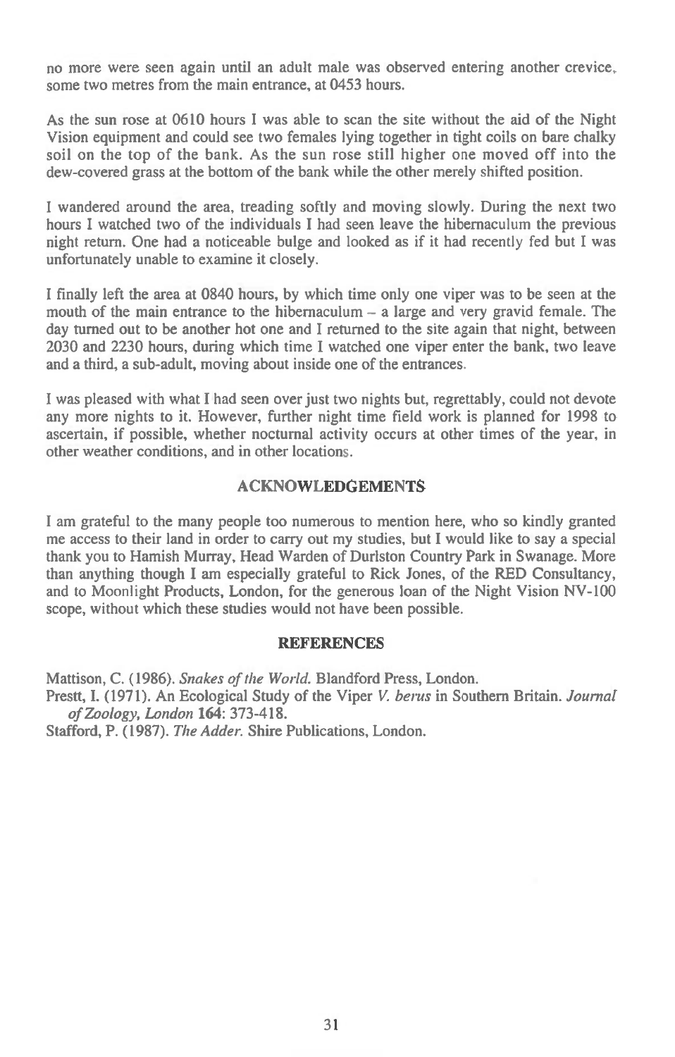no more were seen again until an adult male was observed entering another crevice, some two metres from the main entrance, at 0453 hours.

As the sun rose at 0610 hours I was able to scan the site without the aid of the Night Vision equipment and could see two females lying together in tight coils on bare chalky soil on the top of the bank. As the sun rose still higher one moved off into the dew-covered grass at the bottom of the bank while the other merely shifted position.

I wandered around the area, treading softly and moving slowly. During the next two hours I watched two of the individuals I had seen leave the hibernaculum the previous night return. One had a noticeable bulge and looked as if it had recently fed but I was unfortunately unable to examine it closely.

I finally left the area at 0840 hours, by which time only one viper was to be seen at the mouth of the main entrance to the hibernaculum – a large and very gravid female. The day turned out to be another hot one and I returned to the site again that night, between 2030 and 2230 hours, during which time I watched one viper enter the bank, two leave and a third, a sub-adult, moving about inside one of the entrances.

I was pleased with what I had seen over just two nights but, regrettably, could not devote any more nights to it. However, further night time field work is planned for 1998 to ascertain, if possible, whether nocturnal activity occurs at other times of the year, in other weather conditions, and in other locations.

## ACKNOWLEDGEMENTS

I am grateful to the many people too numerous to mention here, who so kindly granted me access to their land in order to carry out my studies, but I would like to say a special thank you to Hamish Murray, Head Warden of Durlston Country Park in Swanage. More than anything though I am especially grateful to Rick Jones, of the RED Consultancy, and to Moonlight Products, London, for the generous loan of the Night Vision NV-100 scope, without which these studies would not have been possible.

## REFERENCES

Mattison, C. (1986). *Snakes of the World.* Blandford Press, London.

Prestt, I. (1971). An Ecological Study of the Viper *V. berus* in Southern Britain. *Journal of Zoology, London* **164**: 373-418.

Stafford, P. (1987). *The Adder.* Shire Publications, London.